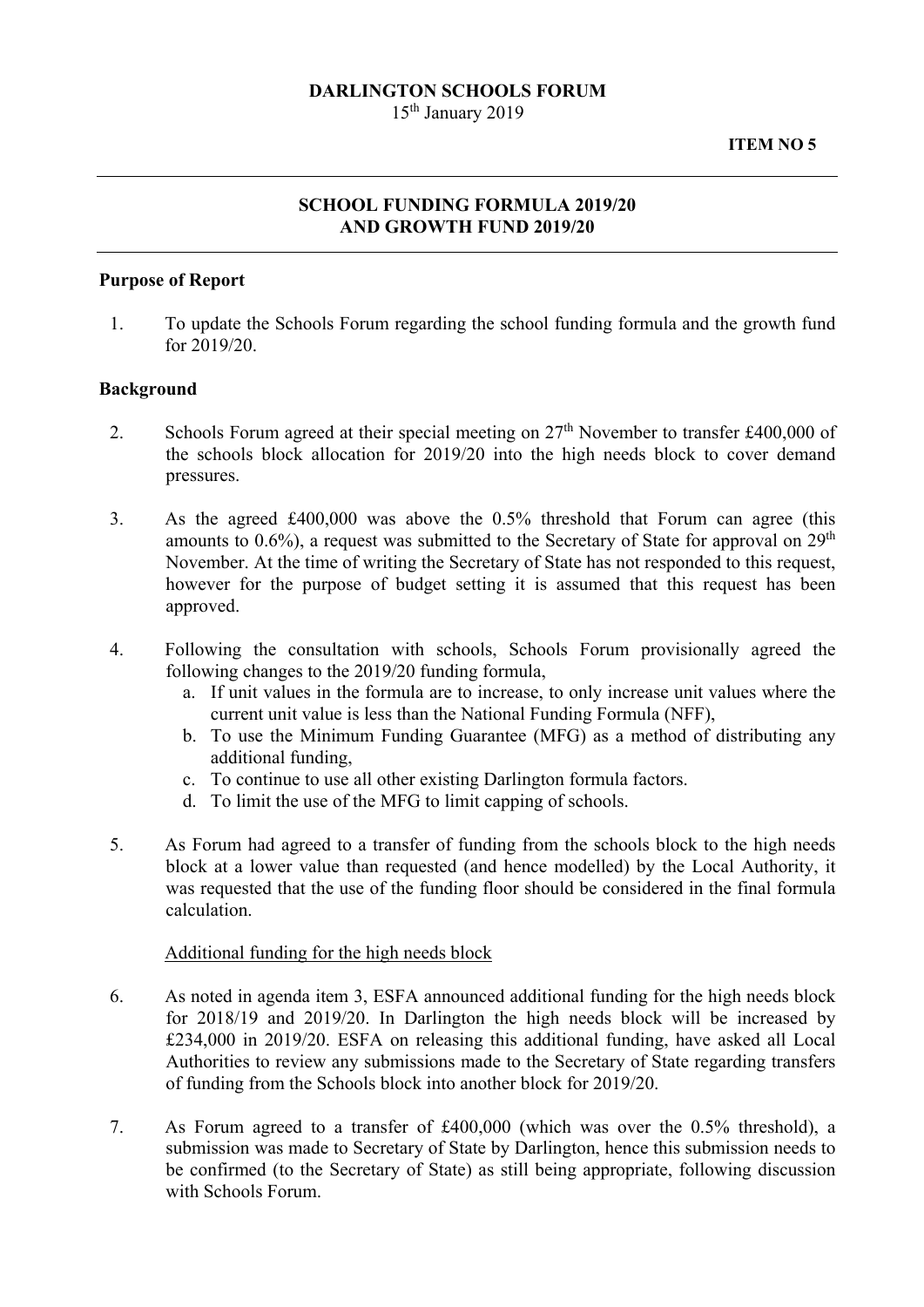**DARLINGTON SCHOOLS FORUM**

15th January 2019

**ITEM NO 5**

---

## SCHOOL FUNDING FORMULA 2019/20 AND GROWTH FUND 2019/20

---

### Purpose of Report

1. To update the Schools Forum regarding the school funding formula and the growth fund for 2019/20.

### Background

2. Schools Forum agreed at their special meeting on 27th November to transfer £400,000 of the schools block allocation for 2019/20 into the high needs block to cover demand pressures.

3. As the agreed £400,000 was above the 0.5% threshold that Forum can agree (this amounts to 0.6%), a request was submitted to the Secretary of State for approval on 29th November. At the time of writing the Secretary of State has not responded to this request, however for the purpose of budget setting it is assumed that this request has been approved.

4. Following the consultation with schools, Schools Forum provisionally agreed the following changes to the 2019/20 funding formula,
   a. If unit values in the formula are to increase, to only increase unit values where the current unit value is less than the National Funding Formula (NFF),
   b. To use the Minimum Funding Guarantee (MFG) as a method of distributing any additional funding,
   c. To continue to use all other existing Darlington formula factors.
   d. To limit the use of the MFG to limit capping of schools.

5. As Forum had agreed to a transfer of funding from the schools block to the high needs block at a lower value than requested (and hence modelled) by the Local Authority, it was requested that the use of the funding floor should be considered in the final formula calculation.

<u>Additional funding for the high needs block</u>

6. As noted in agenda item 3, ESFA announced additional funding for the high needs block for 2018/19 and 2019/20. In Darlington the high needs block will be increased by £234,000 in 2019/20. ESFA on releasing this additional funding, have asked all Local Authorities to review any submissions made to the Secretary of State regarding transfers of funding from the Schools block into another block for 2019/20.

7. As Forum agreed to a transfer of £400,000 (which was over the 0.5% threshold), a submission was made to Secretary of State by Darlington, hence this submission needs to be confirmed (to the Secretary of State) as still being appropriate, following discussion with Schools Forum.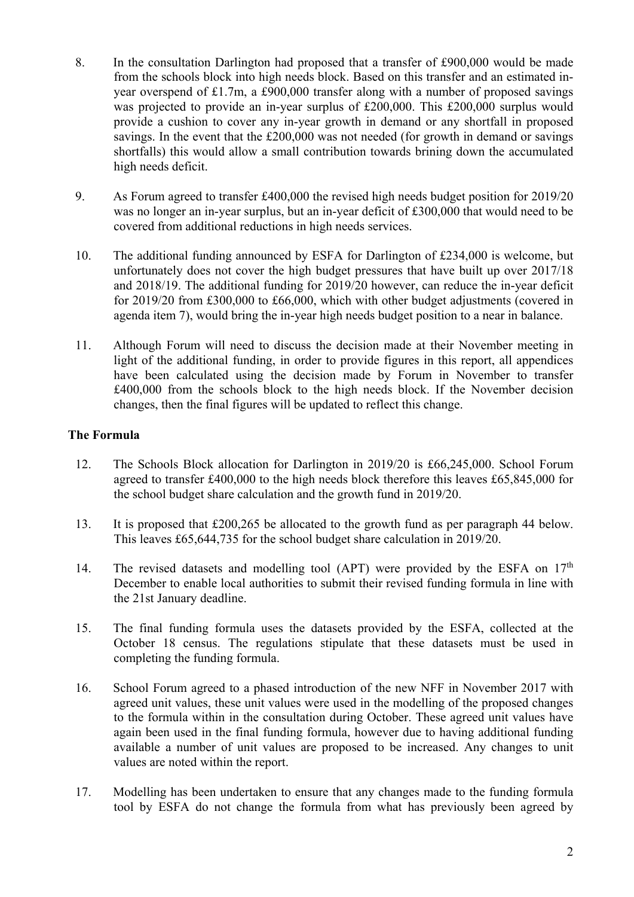8. In the consultation Darlington had proposed that a transfer of £900,000 would be made from the schools block into high needs block. Based on this transfer and an estimated in-year overspend of £1.7m, a £900,000 transfer along with a number of proposed savings was projected to provide an in-year surplus of £200,000. This £200,000 surplus would provide a cushion to cover any in-year growth in demand or any shortfall in proposed savings. In the event that the £200,000 was not needed (for growth in demand or savings shortfalls) this would allow a small contribution towards brining down the accumulated high needs deficit.

9. As Forum agreed to transfer £400,000 the revised high needs budget position for 2019/20 was no longer an in-year surplus, but an in-year deficit of £300,000 that would need to be covered from additional reductions in high needs services.

10. The additional funding announced by ESFA for Darlington of £234,000 is welcome, but unfortunately does not cover the high budget pressures that have built up over 2017/18 and 2018/19. The additional funding for 2019/20 however, can reduce the in-year deficit for 2019/20 from £300,000 to £66,000, which with other budget adjustments (covered in agenda item 7), would bring the in-year high needs budget position to a near in balance.

11. Although Forum will need to discuss the decision made at their November meeting in light of the additional funding, in order to provide figures in this report, all appendices have been calculated using the decision made by Forum in November to transfer £400,000 from the schools block to the high needs block. If the November decision changes, then the final figures will be updated to reflect this change.

**The Formula**

12. The Schools Block allocation for Darlington in 2019/20 is £66,245,000. School Forum agreed to transfer £400,000 to the high needs block therefore this leaves £65,845,000 for the school budget share calculation and the growth fund in 2019/20.

13. It is proposed that £200,265 be allocated to the growth fund as per paragraph 44 below. This leaves £65,644,735 for the school budget share calculation in 2019/20.

14. The revised datasets and modelling tool (APT) were provided by the ESFA on 17th December to enable local authorities to submit their revised funding formula in line with the 21st January deadline.

15. The final funding formula uses the datasets provided by the ESFA, collected at the October 18 census. The regulations stipulate that these datasets must be used in completing the funding formula.

16. School Forum agreed to a phased introduction of the new NFF in November 2017 with agreed unit values, these unit values were used in the modelling of the proposed changes to the formula within in the consultation during October. These agreed unit values have again been used in the final funding formula, however due to having additional funding available a number of unit values are proposed to be increased. Any changes to unit values are noted within the report.

17. Modelling has been undertaken to ensure that any changes made to the funding formula tool by ESFA do not change the formula from what has previously been agreed by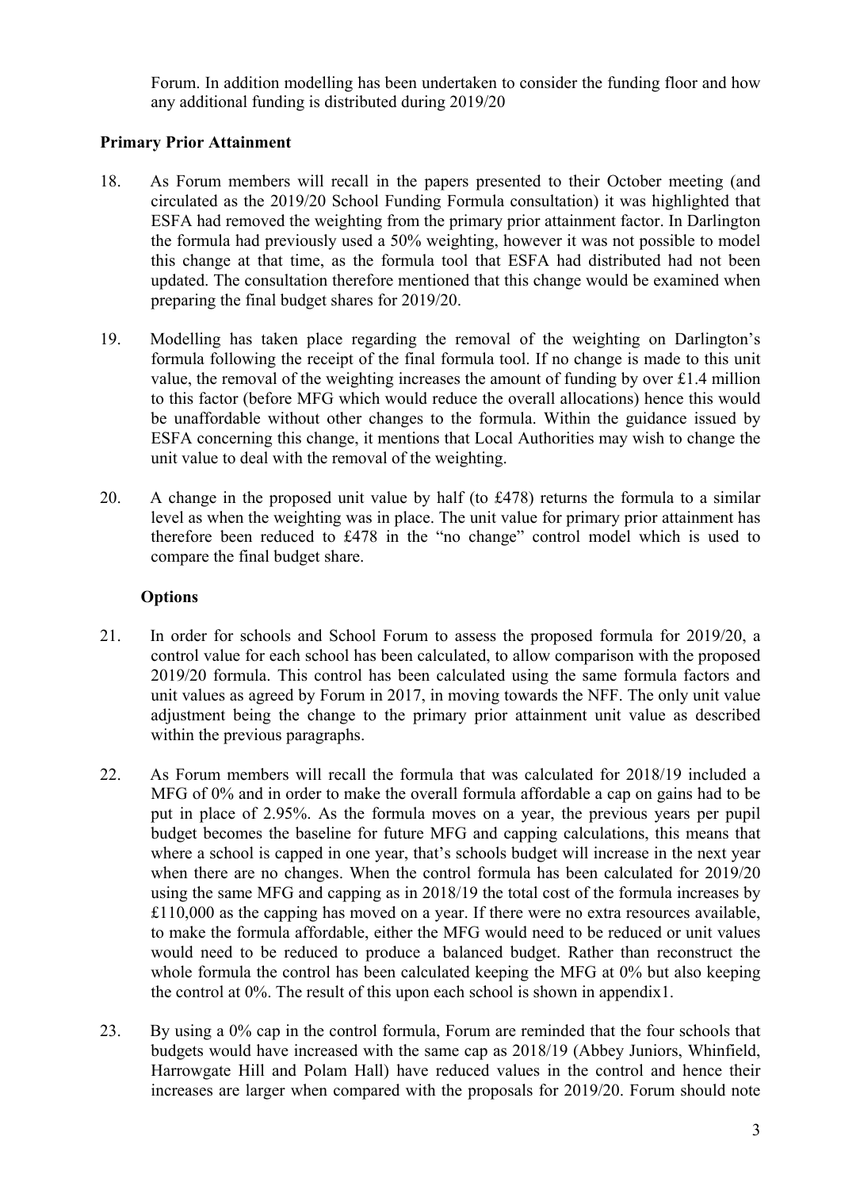Forum. In addition modelling has been undertaken to consider the funding floor and how any additional funding is distributed during 2019/20

**Primary Prior Attainment**

18. As Forum members will recall in the papers presented to their October meeting (and circulated as the 2019/20 School Funding Formula consultation) it was highlighted that ESFA had removed the weighting from the primary prior attainment factor. In Darlington the formula had previously used a 50% weighting, however it was not possible to model this change at that time, as the formula tool that ESFA had distributed had not been updated. The consultation therefore mentioned that this change would be examined when preparing the final budget shares for 2019/20.

19. Modelling has taken place regarding the removal of the weighting on Darlington's formula following the receipt of the final formula tool. If no change is made to this unit value, the removal of the weighting increases the amount of funding by over £1.4 million to this factor (before MFG which would reduce the overall allocations) hence this would be unaffordable without other changes to the formula. Within the guidance issued by ESFA concerning this change, it mentions that Local Authorities may wish to change the unit value to deal with the removal of the weighting.

20. A change in the proposed unit value by half (to £478) returns the formula to a similar level as when the weighting was in place. The unit value for primary prior attainment has therefore been reduced to £478 in the "no change" control model which is used to compare the final budget share.

**Options**

21. In order for schools and School Forum to assess the proposed formula for 2019/20, a control value for each school has been calculated, to allow comparison with the proposed 2019/20 formula. This control has been calculated using the same formula factors and unit values as agreed by Forum in 2017, in moving towards the NFF. The only unit value adjustment being the change to the primary prior attainment unit value as described within the previous paragraphs.

22. As Forum members will recall the formula that was calculated for 2018/19 included a MFG of 0% and in order to make the overall formula affordable a cap on gains had to be put in place of 2.95%. As the formula moves on a year, the previous years per pupil budget becomes the baseline for future MFG and capping calculations, this means that where a school is capped in one year, that's schools budget will increase in the next year when there are no changes. When the control formula has been calculated for 2019/20 using the same MFG and capping as in 2018/19 the total cost of the formula increases by £110,000 as the capping has moved on a year. If there were no extra resources available, to make the formula affordable, either the MFG would need to be reduced or unit values would need to be reduced to produce a balanced budget. Rather than reconstruct the whole formula the control has been calculated keeping the MFG at 0% but also keeping the control at 0%. The result of this upon each school is shown in appendix1.

23. By using a 0% cap in the control formula, Forum are reminded that the four schools that budgets would have increased with the same cap as 2018/19 (Abbey Juniors, Whinfield, Harrowgate Hill and Polam Hall) have reduced values in the control and hence their increases are larger when compared with the proposals for 2019/20. Forum should note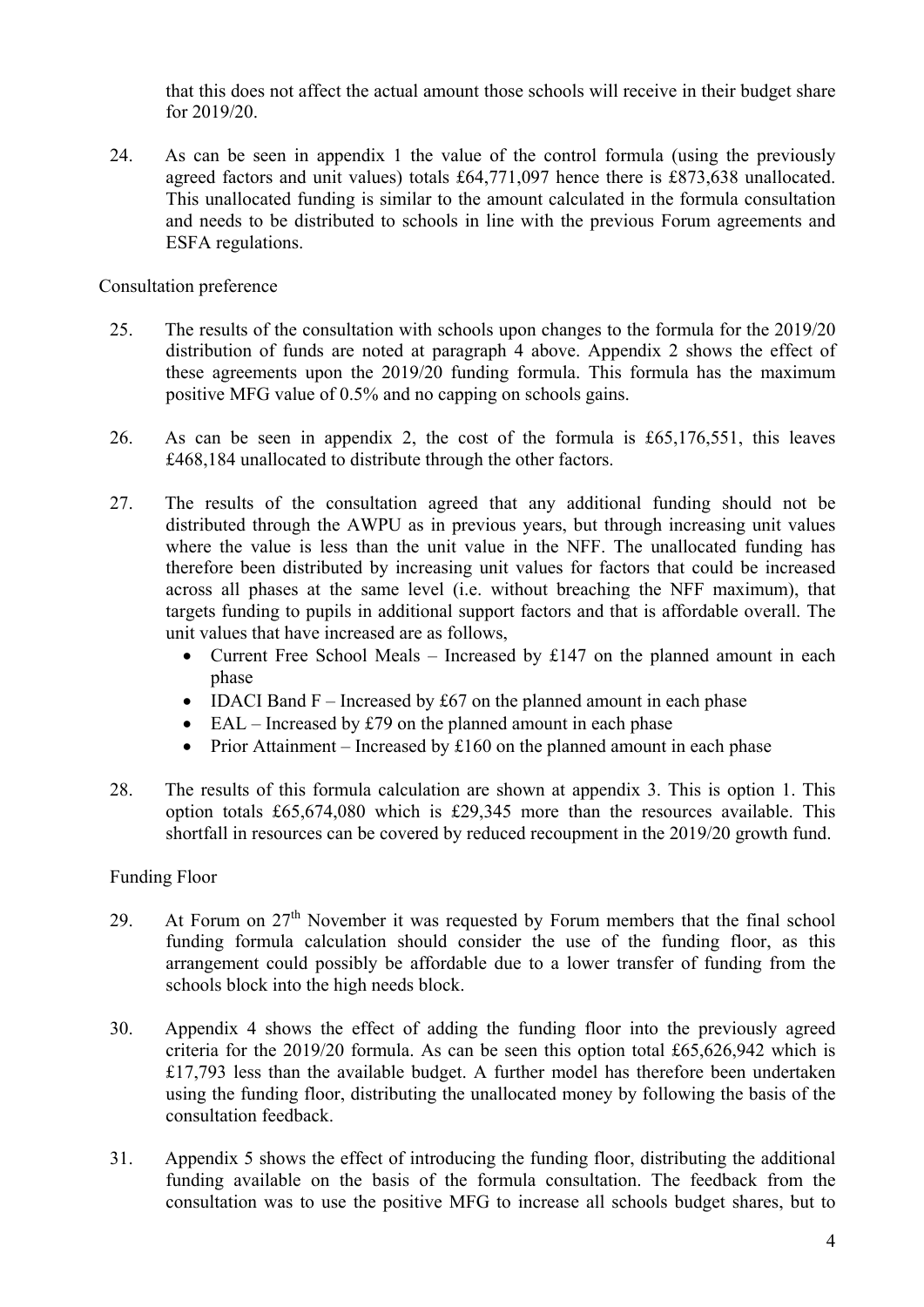that this does not affect the actual amount those schools will receive in their budget share for 2019/20.

24. As can be seen in appendix 1 the value of the control formula (using the previously agreed factors and unit values) totals £64,771,097 hence there is £873,638 unallocated. This unallocated funding is similar to the amount calculated in the formula consultation and needs to be distributed to schools in line with the previous Forum agreements and ESFA regulations.

Consultation preference

25. The results of the consultation with schools upon changes to the formula for the 2019/20 distribution of funds are noted at paragraph 4 above. Appendix 2 shows the effect of these agreements upon the 2019/20 funding formula. This formula has the maximum positive MFG value of 0.5% and no capping on schools gains.

26. As can be seen in appendix 2, the cost of the formula is £65,176,551, this leaves £468,184 unallocated to distribute through the other factors.

27. The results of the consultation agreed that any additional funding should not be distributed through the AWPU as in previous years, but through increasing unit values where the value is less than the unit value in the NFF. The unallocated funding has therefore been distributed by increasing unit values for factors that could be increased across all phases at the same level (i.e. without breaching the NFF maximum), that targets funding to pupils in additional support factors and that is affordable overall. The unit values that have increased are as follows,
   - Current Free School Meals – Increased by £147 on the planned amount in each phase
   - IDACI Band F – Increased by £67 on the planned amount in each phase
   - EAL – Increased by £79 on the planned amount in each phase
   - Prior Attainment – Increased by £160 on the planned amount in each phase

28. The results of this formula calculation are shown at appendix 3. This is option 1. This option totals £65,674,080 which is £29,345 more than the resources available. This shortfall in resources can be covered by reduced recoupment in the 2019/20 growth fund.

Funding Floor

29. At Forum on 27th November it was requested by Forum members that the final school funding formula calculation should consider the use of the funding floor, as this arrangement could possibly be affordable due to a lower transfer of funding from the schools block into the high needs block.

30. Appendix 4 shows the effect of adding the funding floor into the previously agreed criteria for the 2019/20 formula. As can be seen this option total £65,626,942 which is £17,793 less than the available budget. A further model has therefore been undertaken using the funding floor, distributing the unallocated money by following the basis of the consultation feedback.

31. Appendix 5 shows the effect of introducing the funding floor, distributing the additional funding available on the basis of the formula consultation. The feedback from the consultation was to use the positive MFG to increase all schools budget shares, but to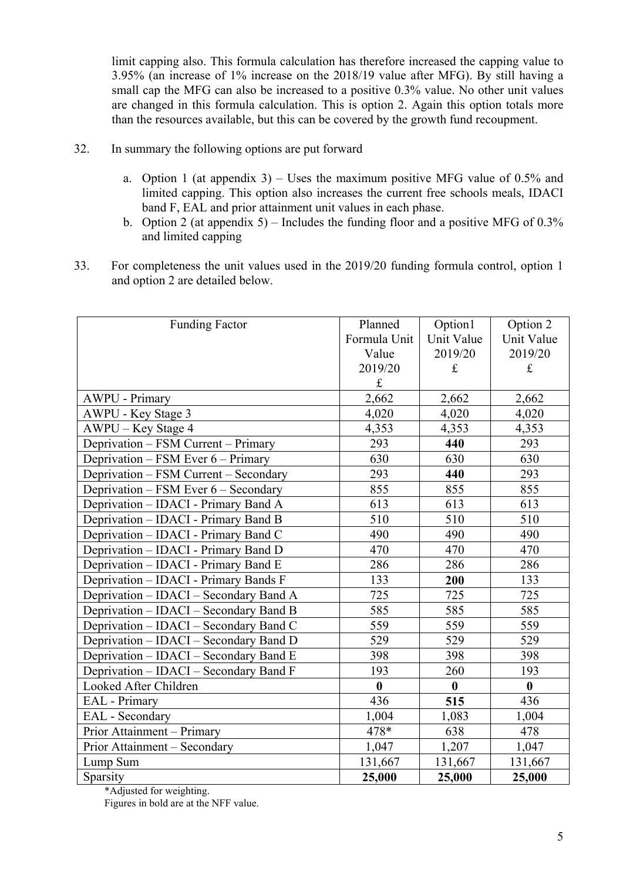limit capping also. This formula calculation has therefore increased the capping value to 3.95% (an increase of 1% increase on the 2018/19 value after MFG). By still having a small cap the MFG can also be increased to a positive 0.3% value. No other unit values are changed in this formula calculation. This is option 2. Again this option totals more than the resources available, but this can be covered by the growth fund recoupment.

32. In summary the following options are put forward

    a. Option 1 (at appendix 3) – Uses the maximum positive MFG value of 0.5% and limited capping. This option also increases the current free schools meals, IDACI band F, EAL and prior attainment unit values in each phase.
    b. Option 2 (at appendix 5) – Includes the funding floor and a positive MFG of 0.3% and limited capping

33. For completeness the unit values used in the 2019/20 funding formula control, option 1 and option 2 are detailed below.

| Funding Factor | Planned Formula Unit Value 2019/20 £ | Option1 Unit Value 2019/20 £ | Option 2 Unit Value 2019/20 £ |
|---|---|---|---|
| AWPU - Primary | 2,662 | 2,662 | 2,662 |
| AWPU - Key Stage 3 | 4,020 | 4,020 | 4,020 |
| AWPU – Key Stage 4 | 4,353 | 4,353 | 4,353 |
| Deprivation – FSM Current – Primary | 293 | **440** | 293 |
| Deprivation – FSM Ever 6 – Primary | 630 | 630 | 630 |
| Deprivation – FSM Current – Secondary | 293 | **440** | 293 |
| Deprivation – FSM Ever 6 – Secondary | 855 | 855 | 855 |
| Deprivation – IDACI - Primary Band A | 613 | 613 | 613 |
| Deprivation – IDACI - Primary Band B | 510 | 510 | 510 |
| Deprivation – IDACI - Primary Band C | 490 | 490 | 490 |
| Deprivation – IDACI - Primary Band D | 470 | 470 | 470 |
| Deprivation – IDACI - Primary Band E | 286 | 286 | 286 |
| Deprivation – IDACI - Primary Bands F | 133 | **200** | 133 |
| Deprivation – IDACI – Secondary Band A | 725 | 725 | 725 |
| Deprivation – IDACI – Secondary Band B | 585 | 585 | 585 |
| Deprivation – IDACI – Secondary Band C | 559 | 559 | 559 |
| Deprivation – IDACI – Secondary Band D | 529 | 529 | 529 |
| Deprivation – IDACI – Secondary Band E | 398 | 398 | 398 |
| Deprivation – IDACI – Secondary Band F | 193 | 260 | 193 |
| Looked After Children | **0** | **0** | **0** |
| EAL - Primary | 436 | **515** | 436 |
| EAL - Secondary | 1,004 | 1,083 | 1,004 |
| Prior Attainment – Primary | 478* | 638 | 478 |
| Prior Attainment – Secondary | 1,047 | 1,207 | 1,047 |
| Lump Sum | 131,667 | 131,667 | 131,667 |
| Sparsity | **25,000** | **25,000** | **25,000** |

*Adjusted for weighting.
Figures in bold are at the NFF value.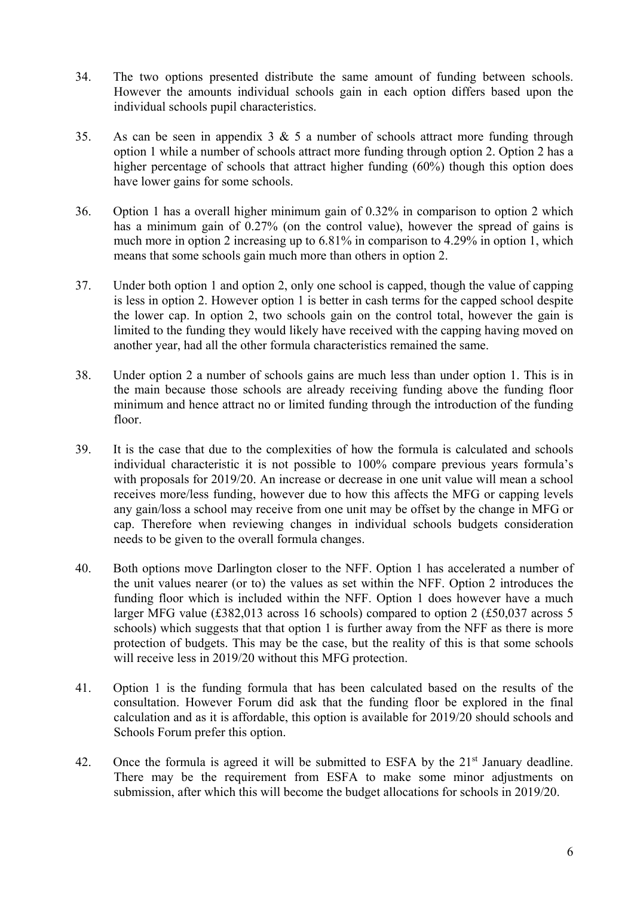34. The two options presented distribute the same amount of funding between schools. However the amounts individual schools gain in each option differs based upon the individual schools pupil characteristics.

35. As can be seen in appendix 3 & 5 a number of schools attract more funding through option 1 while a number of schools attract more funding through option 2. Option 2 has a higher percentage of schools that attract higher funding (60%) though this option does have lower gains for some schools.

36. Option 1 has a overall higher minimum gain of 0.32% in comparison to option 2 which has a minimum gain of 0.27% (on the control value), however the spread of gains is much more in option 2 increasing up to 6.81% in comparison to 4.29% in option 1, which means that some schools gain much more than others in option 2.

37. Under both option 1 and option 2, only one school is capped, though the value of capping is less in option 2. However option 1 is better in cash terms for the capped school despite the lower cap. In option 2, two schools gain on the control total, however the gain is limited to the funding they would likely have received with the capping having moved on another year, had all the other formula characteristics remained the same.

38. Under option 2 a number of schools gains are much less than under option 1. This is in the main because those schools are already receiving funding above the funding floor minimum and hence attract no or limited funding through the introduction of the funding floor.

39. It is the case that due to the complexities of how the formula is calculated and schools individual characteristic it is not possible to 100% compare previous years formula's with proposals for 2019/20. An increase or decrease in one unit value will mean a school receives more/less funding, however due to how this affects the MFG or capping levels any gain/loss a school may receive from one unit may be offset by the change in MFG or cap. Therefore when reviewing changes in individual schools budgets consideration needs to be given to the overall formula changes.

40. Both options move Darlington closer to the NFF. Option 1 has accelerated a number of the unit values nearer (or to) the values as set within the NFF. Option 2 introduces the funding floor which is included within the NFF. Option 1 does however have a much larger MFG value (£382,013 across 16 schools) compared to option 2 (£50,037 across 5 schools) which suggests that that option 1 is further away from the NFF as there is more protection of budgets. This may be the case, but the reality of this is that some schools will receive less in 2019/20 without this MFG protection.

41. Option 1 is the funding formula that has been calculated based on the results of the consultation. However Forum did ask that the funding floor be explored in the final calculation and as it is affordable, this option is available for 2019/20 should schools and Schools Forum prefer this option.

42. Once the formula is agreed it will be submitted to ESFA by the 21st January deadline. There may be the requirement from ESFA to make some minor adjustments on submission, after which this will become the budget allocations for schools in 2019/20.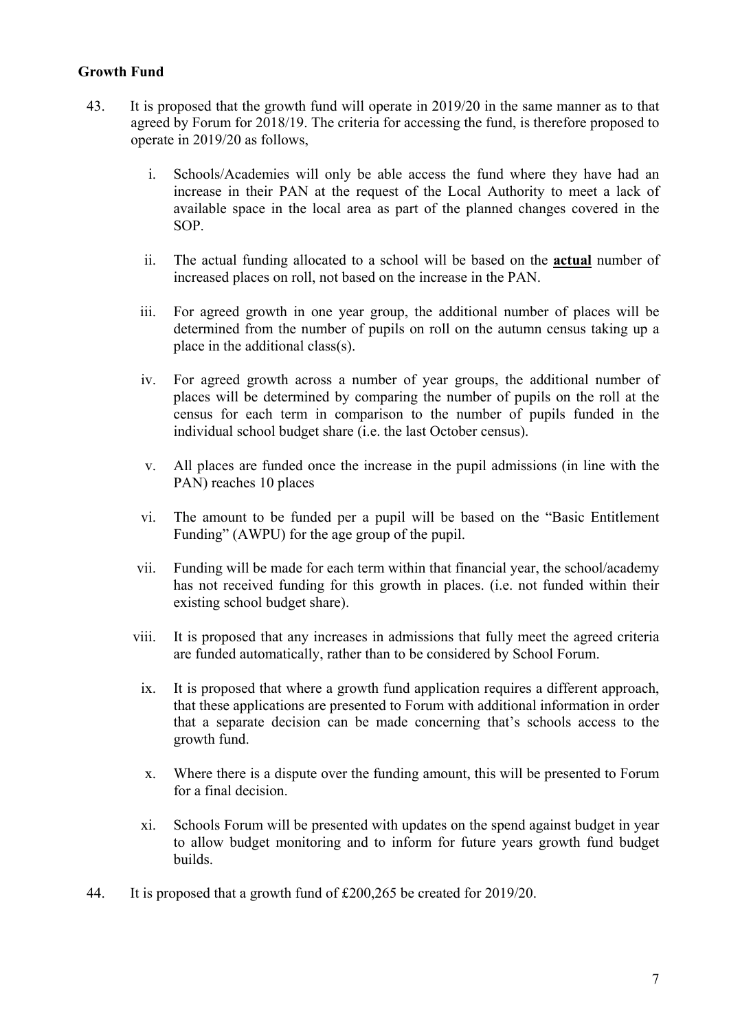**Growth Fund**

43. It is proposed that the growth fund will operate in 2019/20 in the same manner as to that agreed by Forum for 2018/19. The criteria for accessing the fund, is therefore proposed to operate in 2019/20 as follows,

    i. Schools/Academies will only be able access the fund where they have had an increase in their PAN at the request of the Local Authority to meet a lack of available space in the local area as part of the planned changes covered in the SOP.

    ii. The actual funding allocated to a school will be based on the **actual** number of increased places on roll, not based on the increase in the PAN.

    iii. For agreed growth in one year group, the additional number of places will be determined from the number of pupils on roll on the autumn census taking up a place in the additional class(s).

    iv. For agreed growth across a number of year groups, the additional number of places will be determined by comparing the number of pupils on the roll at the census for each term in comparison to the number of pupils funded in the individual school budget share (i.e. the last October census).

    v. All places are funded once the increase in the pupil admissions (in line with the PAN) reaches 10 places

    vi. The amount to be funded per a pupil will be based on the "Basic Entitlement Funding" (AWPU) for the age group of the pupil.

    vii. Funding will be made for each term within that financial year, the school/academy has not received funding for this growth in places. (i.e. not funded within their existing school budget share).

    viii. It is proposed that any increases in admissions that fully meet the agreed criteria are funded automatically, rather than to be considered by School Forum.

    ix. It is proposed that where a growth fund application requires a different approach, that these applications are presented to Forum with additional information in order that a separate decision can be made concerning that's schools access to the growth fund.

    x. Where there is a dispute over the funding amount, this will be presented to Forum for a final decision.

    xi. Schools Forum will be presented with updates on the spend against budget in year to allow budget monitoring and to inform for future years growth fund budget builds.

44. It is proposed that a growth fund of £200,265 be created for 2019/20.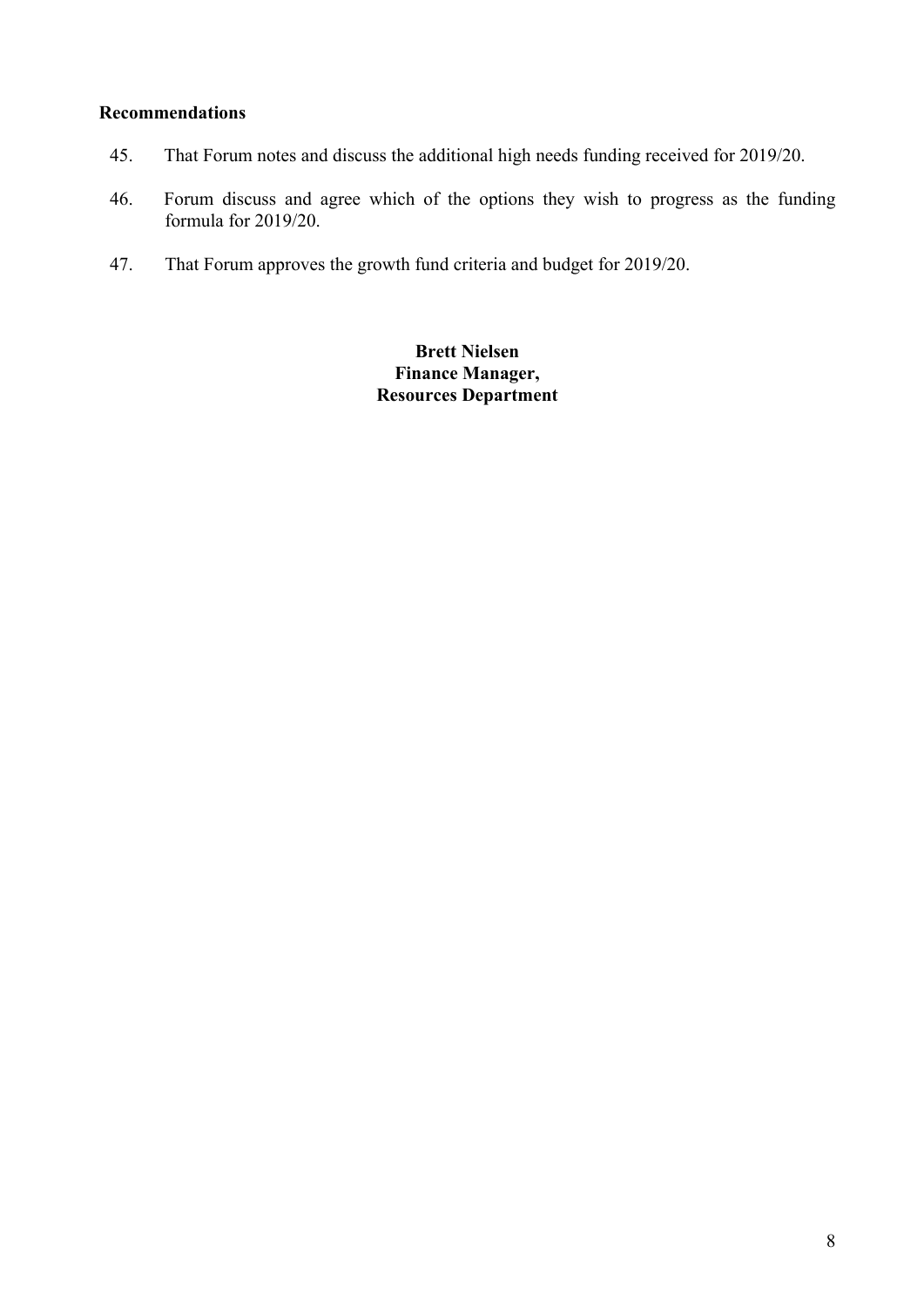**Recommendations**

45. That Forum notes and discuss the additional high needs funding received for 2019/20.

46. Forum discuss and agree which of the options they wish to progress as the funding formula for 2019/20.

47. That Forum approves the growth fund criteria and budget for 2019/20.

**Brett Nielsen**
**Finance Manager,**
**Resources Department**